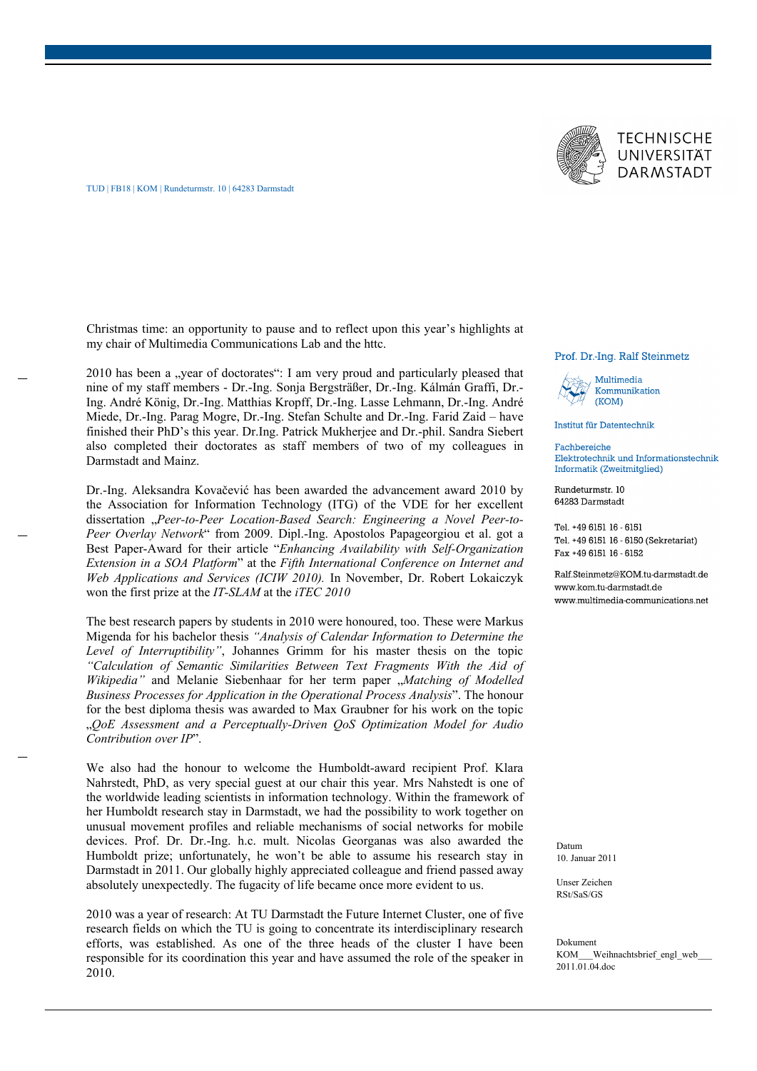TUD | FB18 | KOM | Rundeturmstr. 10 | 64283 Darmstadt

TECHNISCHE UNIVERSITÄT DARMSTADT

Prof. Dr.-Ing. Ralf Steinmetz

Multimedia Kommunikation (KOM)

Institut für Datentechnik

Fachbereiche
Elektrotechnik und Informationstechnik
Informatik (Zweitmitglied)

Rundeturmstr. 10
64283 Darmstadt

Tel. +49 6151 16 - 6151
Tel. +49 6151 16 - 6150 (Sekretariat)
Fax +49 6151 16 - 6152

Ralf.Steinmetz@KOM.tu-darmstadt.de
www.kom.tu-darmstadt.de
www.multimedia-communications.net

Datum
10. Januar 2011

Unser Zeichen
RSt/SaS/GS

Dokument
KOM___Weihnachtsbrief_engl_web___2011.01.04.doc

Christmas time: an opportunity to pause and to reflect upon this year's highlights at my chair of Multimedia Communications Lab and the httc.

2010 has been a „year of doctorates": I am very proud and particularly pleased that nine of my staff members - Dr.-Ing. Sonja Bergsträßer, Dr.-Ing. Kálmán Graffi, Dr.-Ing. André König, Dr.-Ing. Matthias Kropff, Dr.-Ing. Lasse Lehmann, Dr.-Ing. André Miede, Dr.-Ing. Parag Mogre, Dr.-Ing. Stefan Schulte and Dr.-Ing. Farid Zaid – have finished their PhD's this year. Dr.Ing. Patrick Mukherjee and Dr.-phil. Sandra Siebert also completed their doctorates as staff members of two of my colleagues in Darmstadt and Mainz.

Dr.-Ing. Aleksandra Kovačević has been awarded the advancement award 2010 by the Association for Information Technology (ITG) of the VDE for her excellent dissertation „*Peer-to-Peer Location-Based Search: Engineering a Novel Peer-to-Peer Overlay Network*" from 2009. Dipl.-Ing. Apostolos Papageorgiou et al. got a Best Paper-Award for their article "*Enhancing Availability with Self-Organization Extension in a SOA Platform*" at the *Fifth International Conference on Internet and Web Applications and Services (ICIW 2010).* In November, Dr. Robert Lokaiczyk won the first prize at the *IT-SLAM* at the *iTEC 2010*

The best research papers by students in 2010 were honoured, too. These were Markus Migenda for his bachelor thesis *"Analysis of Calendar Information to Determine the Level of Interruptibility"*, Johannes Grimm for his master thesis on the topic *"Calculation of Semantic Similarities Between Text Fragments With the Aid of Wikipedia"* and Melanie Siebenhaar for her term paper „*Matching of Modelled Business Processes for Application in the Operational Process Analysis*". The honour for the best diploma thesis was awarded to Max Graubner for his work on the topic „*QoE Assessment and a Perceptually-Driven QoS Optimization Model for Audio Contribution over IP*".

We also had the honour to welcome the Humboldt-award recipient Prof. Klara Nahrstedt, PhD, as very special guest at our chair this year. Mrs Nahstedt is one of the worldwide leading scientists in information technology. Within the framework of her Humboldt research stay in Darmstadt, we had the possibility to work together on unusual movement profiles and reliable mechanisms of social networks for mobile devices. Prof. Dr. Dr.-Ing. h.c. mult. Nicolas Georganas was also awarded the Humboldt prize; unfortunately, he won't be able to assume his research stay in Darmstadt in 2011. Our globally highly appreciated colleague and friend passed away absolutely unexpectedly. The fugacity of life became once more evident to us.

2010 was a year of research: At TU Darmstadt the Future Internet Cluster, one of five research fields on which the TU is going to concentrate its interdisciplinary research efforts, was established. As one of the three heads of the cluster I have been responsible for its coordination this year and have assumed the role of the speaker in 2010.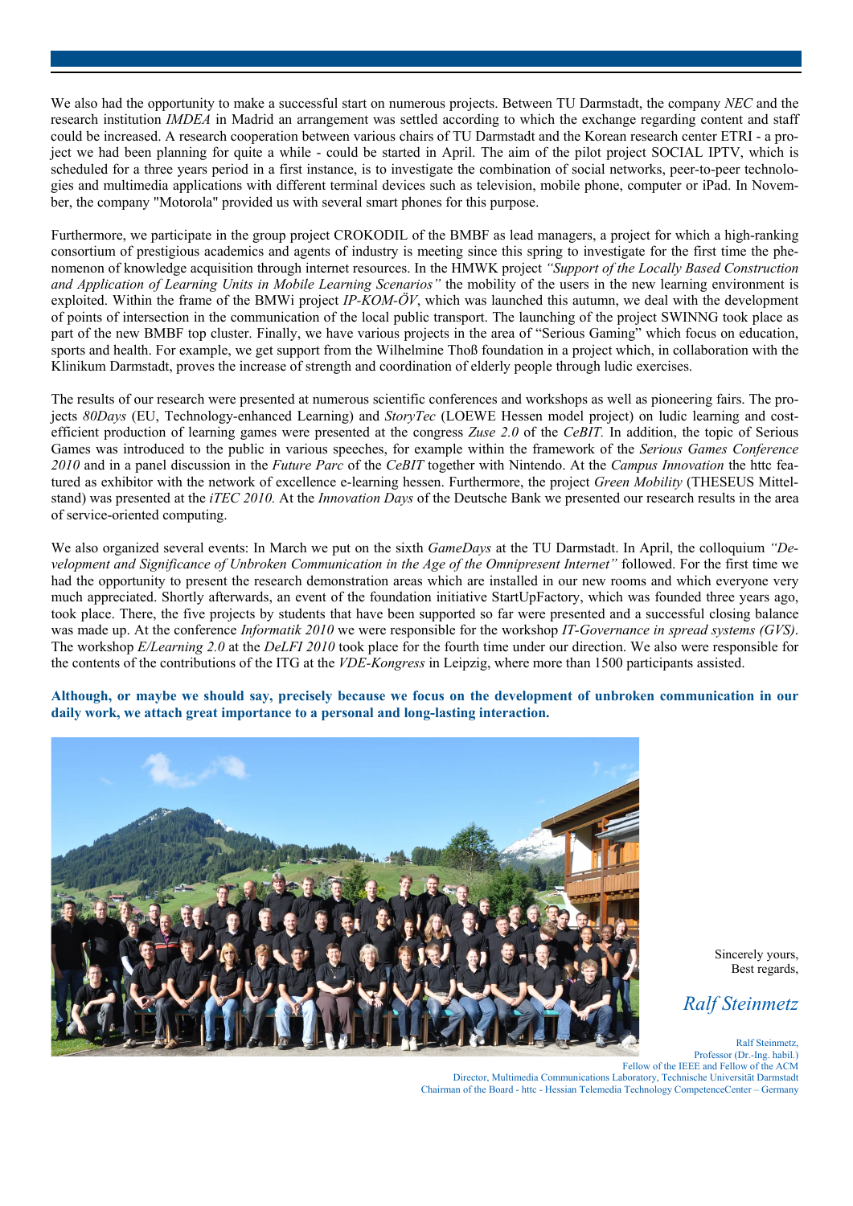We also had the opportunity to make a successful start on numerous projects. Between TU Darmstadt, the company *NEC* and the research institution *IMDEA* in Madrid an arrangement was settled according to which the exchange regarding content and staff could be increased. A research cooperation between various chairs of TU Darmstadt and the Korean research center ETRI - a project we had been planning for quite a while - could be started in April. The aim of the pilot project SOCIAL IPTV, which is scheduled for a three years period in a first instance, is to investigate the combination of social networks, peer-to-peer technologies and multimedia applications with different terminal devices such as television, mobile phone, computer or iPad. In November, the company "Motorola" provided us with several smart phones for this purpose.

Furthermore, we participate in the group project CROKODIL of the BMBF as lead managers, a project for which a high-ranking consortium of prestigious academics and agents of industry is meeting since this spring to investigate for the first time the phenomenon of knowledge acquisition through internet resources. In the HMWK project *"Support of the Locally Based Construction and Application of Learning Units in Mobile Learning Scenarios"* the mobility of the users in the new learning environment is exploited. Within the frame of the BMWi project *IP-KOM-ÖV*, which was launched this autumn, we deal with the development of points of intersection in the communication of the local public transport. The launching of the project SWINNG took place as part of the new BMBF top cluster. Finally, we have various projects in the area of "Serious Gaming" which focus on education, sports and health. For example, we get support from the Wilhelmine Thoß foundation in a project which, in collaboration with the Klinikum Darmstadt, proves the increase of strength and coordination of elderly people through ludic exercises.

The results of our research were presented at numerous scientific conferences and workshops as well as pioneering fairs. The projects *80Days* (EU, Technology-enhanced Learning) and *StoryTec* (LOEWE Hessen model project) on ludic learning and cost-efficient production of learning games were presented at the congress *Zuse 2.0* of the *CeBIT.* In addition, the topic of Serious Games was introduced to the public in various speeches, for example within the framework of the *Serious Games Conference 2010* and in a panel discussion in the *Future Parc* of the *CeBIT* together with Nintendo. At the *Campus Innovation* the httc featured as exhibitor with the network of excellence e-learning hessen. Furthermore, the project *Green Mobility* (THESEUS Mittelstand) was presented at the *iTEC 2010.* At the *Innovation Days* of the Deutsche Bank we presented our research results in the area of service-oriented computing.

We also organized several events: In March we put on the sixth *GameDays* at the TU Darmstadt. In April, the colloquium *"Development and Significance of Unbroken Communication in the Age of the Omnipresent Internet"* followed. For the first time we had the opportunity to present the research demonstration areas which are installed in our new rooms and which everyone very much appreciated. Shortly afterwards, an event of the foundation initiative StartUpFactory, which was founded three years ago, took place. There, the five projects by students that have been supported so far were presented and a successful closing balance was made up. At the conference *Informatik 2010* we were responsible for the workshop *IT-Governance in spread systems (GVS)*. The workshop *E/Learning 2.0* at the *DeLFI 2010* took place for the fourth time under our direction. We also were responsible for the contents of the contributions of the ITG at the *VDE-Kongress* in Leipzig, where more than 1500 participants assisted.

**Although, or maybe we should say, precisely because we focus on the development of unbroken communication in our daily work, we attach great importance to a personal and long-lasting interaction.**

Sincerely yours,
Best regards,

*Ralf Steinmetz*

Ralf Steinmetz,
Professor (Dr.-Ing. habil.)
Fellow of the IEEE and Fellow of the ACM
Director, Multimedia Communications Laboratory, Technische Universität Darmstadt
Chairman of the Board - httc - Hessian Telemedia Technology CompetenceCenter – Germany